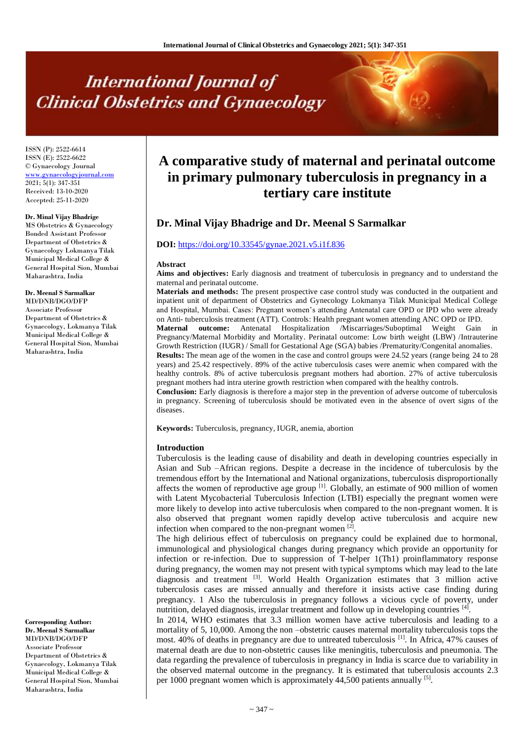# A comparative study of maternal and perinatal outcome in primary pulmonary tuberculosis in pregnancy in a tertiary care institute

**Dr. Minal Vijay Bhadrige and Dr. Meenal S Sarmalkar**

**DOI:** https://doi.org/10.33545/gynae.2021.v5.i1f.836

ISSN (P): 2522-6614
ISSN (E): 2522-6622
© Gynaecology Journal
www.gynaecologyjournal.com
2021; 5(1): 347-351
Received: 13-10-2020
Accepted: 25-11-2020

**Dr. Minal Vijay Bhadrige**
MS Obstetrics & Gynaecology
Bonded Assistant Professor
Department of Obstetrics & Gynaecology Lokmanya Tilak Municipal Medical College & General Hospital Sion, Mumbai Maharashtra, India

**Dr. Meenal S Sarmalkar**
MD/DNB/DGO/DFP
Associate Professor
Department of Obstetrics & Gynaecology, Lokmanya Tilak Municipal Medical College & General Hospital Sion, Mumbai Maharashtra, India

**Corresponding Author:**
**Dr. Meenal S Sarmalkar**
MD/DNB/DGO/DFP
Associate Professor
Department of Obstetrics & Gynaecology, Lokmanya Tilak Municipal Medical College & General Hospital Sion, Mumbai Maharashtra, India

## Abstract

**Aims and objectives:** Early diagnosis and treatment of tuberculosis in pregnancy and to understand the maternal and perinatal outcome.

**Materials and methods:** The present prospective case control study was conducted in the outpatient and inpatient unit of department of Obstetrics and Gynecology Lokmanya Tilak Municipal Medical College and Hospital, Mumbai. Cases: Pregnant women's attending Antenatal care OPD or IPD who were already on Anti- tuberculosis treatment (ATT). Controls: Health pregnant women attending ANC OPD or IPD.

**Maternal outcome:** Antenatal Hospitalization /Miscarriages/Suboptimal Weight Gain in Pregnancy/Maternal Morbidity and Mortality. Perinatal outcome: Low birth weight (LBW) /Intrauterine Growth Restriction (IUGR) / Small for Gestational Age (SGA) babies /Prematurity/Congenital anomalies.

**Results:** The mean age of the women in the case and control groups were 24.52 years (range being 24 to 28 years) and 25.42 respectively. 89% of the active tuberculosis cases were anemic when compared with the healthy controls. 8% of active tuberculosis pregnant mothers had abortion. 27% of active tuberculosis pregnant mothers had intra uterine growth restriction when compared with the healthy controls.

**Conclusion:** Early diagnosis is therefore a major step in the prevention of adverse outcome of tuberculosis in pregnancy. Screening of tuberculosis should be motivated even in the absence of overt signs of the diseases.

**Keywords:** Tuberculosis, pregnancy, IUGR, anemia, abortion

## Introduction

Tuberculosis is the leading cause of disability and death in developing countries especially in Asian and Sub –African regions. Despite a decrease in the incidence of tuberculosis by the tremendous effort by the International and National organizations, tuberculosis disproportionally affects the women of reproductive age group [1]. Globally, an estimate of 900 million of women with Latent Mycobacterial Tuberculosis Infection (LTBI) especially the pregnant women were more likely to develop into active tuberculosis when compared to the non-pregnant women. It is also observed that pregnant women rapidly develop active tuberculosis and acquire new infection when compared to the non-pregnant women [2].

The high delirious effect of tuberculosis on pregnancy could be explained due to hormonal, immunological and physiological changes during pregnancy which provide an opportunity for infection or re-infection. Due to suppression of T-helper 1(Th1) proinflammatory response during pregnancy, the women may not present with typical symptoms which may lead to the late diagnosis and treatment [3]. World Health Organization estimates that 3 million active tuberculosis cases are missed annually and therefore it insists active case finding during pregnancy. 1 Also the tuberculosis in pregnancy follows a vicious cycle of poverty, under nutrition, delayed diagnosis, irregular treatment and follow up in developing countries [4].

In 2014, WHO estimates that 3.3 million women have active tuberculosis and leading to a mortality of 5, 10,000. Among the non –obstetric causes maternal mortality tuberculosis tops the most. 40% of deaths in pregnancy are due to untreated tuberculosis [1]. In Africa, 47% causes of maternal death are due to non-obstetric causes like meningitis, tuberculosis and pneumonia. The data regarding the prevalence of tuberculosis in pregnancy in India is scarce due to variability in the observed maternal outcome in the pregnancy. It is estimated that tuberculosis accounts 2.3 per 1000 pregnant women which is approximately 44,500 patients annually [5].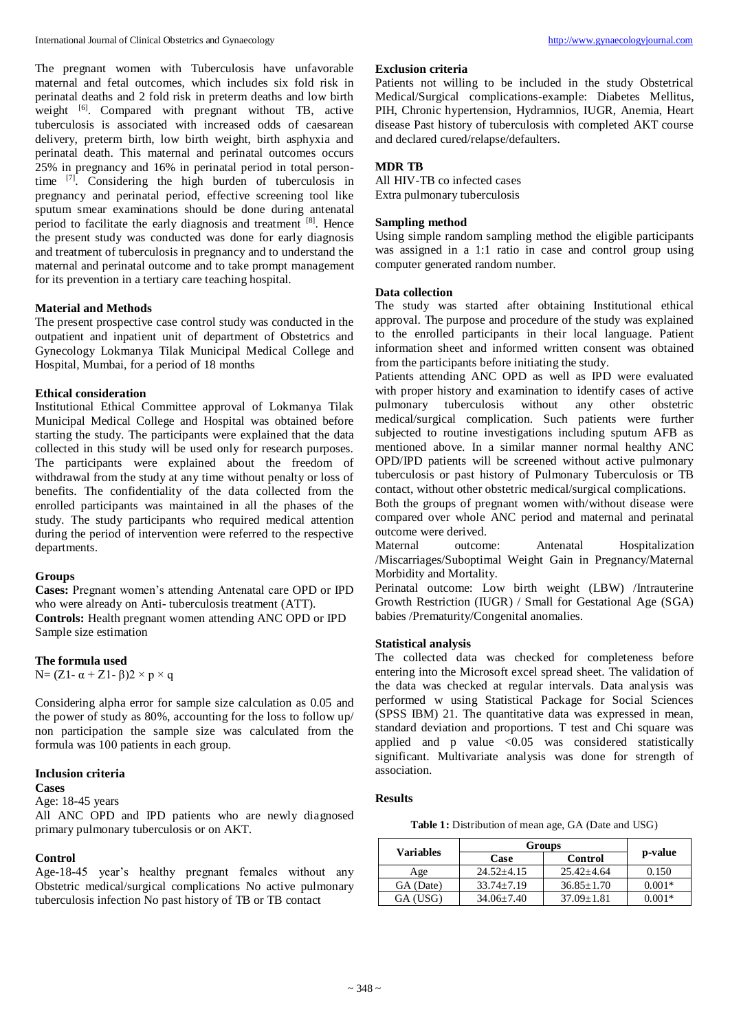The pregnant women with Tuberculosis have unfavorable maternal and fetal outcomes, which includes six fold risk in perinatal deaths and 2 fold risk in preterm deaths and low birth weight [6]. Compared with pregnant without TB, active tuberculosis is associated with increased odds of caesarean delivery, preterm birth, low birth weight, birth asphyxia and perinatal death. This maternal and perinatal outcomes occurs 25% in pregnancy and 16% in perinatal period in total person-time [7]. Considering the high burden of tuberculosis in pregnancy and perinatal period, effective screening tool like sputum smear examinations should be done during antenatal period to facilitate the early diagnosis and treatment [8]. Hence the present study was conducted was done for early diagnosis and treatment of tuberculosis in pregnancy and to understand the maternal and perinatal outcome and to take prompt management for its prevention in a tertiary care teaching hospital.

## Material and Methods

The present prospective case control study was conducted in the outpatient and inpatient unit of department of Obstetrics and Gynecology Lokmanya Tilak Municipal Medical College and Hospital, Mumbai, for a period of 18 months

### Ethical consideration

Institutional Ethical Committee approval of Lokmanya Tilak Municipal Medical College and Hospital was obtained before starting the study. The participants were explained that the data collected in this study will be used only for research purposes. The participants were explained about the freedom of withdrawal from the study at any time without penalty or loss of benefits. The confidentiality of the data collected from the enrolled participants was maintained in all the phases of the study. The study participants who required medical attention during the period of intervention were referred to the respective departments.

### Groups

**Cases:** Pregnant women's attending Antenatal care OPD or IPD who were already on Anti- tuberculosis treatment (ATT).

**Controls:** Health pregnant women attending ANC OPD or IPD Sample size estimation

### The formula used

$N = (Z1\text{-}\alpha + Z1\text{-}\beta)2 \times p \times q$

Considering alpha error for sample size calculation as 0.05 and the power of study as 80%, accounting for the loss to follow up/ non participation the sample size was calculated from the formula was 100 patients in each group.

### Inclusion criteria

**Cases**

Age: 18-45 years

All ANC OPD and IPD patients who are newly diagnosed primary pulmonary tuberculosis or on AKT.

### Control

Age-18-45 year's healthy pregnant females without any Obstetric medical/surgical complications No active pulmonary tuberculosis infection No past history of TB or TB contact

### Exclusion criteria

Patients not willing to be included in the study Obstetrical Medical/Surgical complications-example: Diabetes Mellitus, PIH, Chronic hypertension, Hydramnios, IUGR, Anemia, Heart disease Past history of tuberculosis with completed AKT course and declared cured/relapse/defaulters.

### MDR TB

All HIV-TB co infected cases

Extra pulmonary tuberculosis

### Sampling method

Using simple random sampling method the eligible participants was assigned in a 1:1 ratio in case and control group using computer generated random number.

### Data collection

The study was started after obtaining Institutional ethical approval. The purpose and procedure of the study was explained to the enrolled participants in their local language. Patient information sheet and informed written consent was obtained from the participants before initiating the study.

Patients attending ANC OPD as well as IPD were evaluated with proper history and examination to identify cases of active pulmonary tuberculosis without any other obstetric medical/surgical complication. Such patients were further subjected to routine investigations including sputum AFB as mentioned above. In a similar manner normal healthy ANC OPD/IPD patients will be screened without active pulmonary tuberculosis or past history of Pulmonary Tuberculosis or TB contact, without other obstetric medical/surgical complications.

Both the groups of pregnant women with/without disease were compared over whole ANC period and maternal and perinatal outcome were derived.

Maternal outcome: Antenatal Hospitalization /Miscarriages/Suboptimal Weight Gain in Pregnancy/Maternal Morbidity and Mortality.

Perinatal outcome: Low birth weight (LBW) /Intrauterine Growth Restriction (IUGR) / Small for Gestational Age (SGA) babies /Prematurity/Congenital anomalies.

### Statistical analysis

The collected data was checked for completeness before entering into the Microsoft excel spread sheet. The validation of the data was checked at regular intervals. Data analysis was performed w using Statistical Package for Social Sciences (SPSS IBM) 21. The quantitative data was expressed in mean, standard deviation and proportions. T test and Chi square was applied and p value <0.05 was considered statistically significant. Multivariate analysis was done for strength of association.

## Results

**Table 1:** Distribution of mean age, GA (Date and USG)

| Variables | Groups | | p-value |
|---|---|---|---|
| | Case | Control | |
| Age | 24.52±4.15 | 25.42±4.64 | 0.150 |
| GA (Date) | 33.74±7.19 | 36.85±1.70 | 0.001* |
| GA (USG) | 34.06±7.40 | 37.09±1.81 | 0.001* |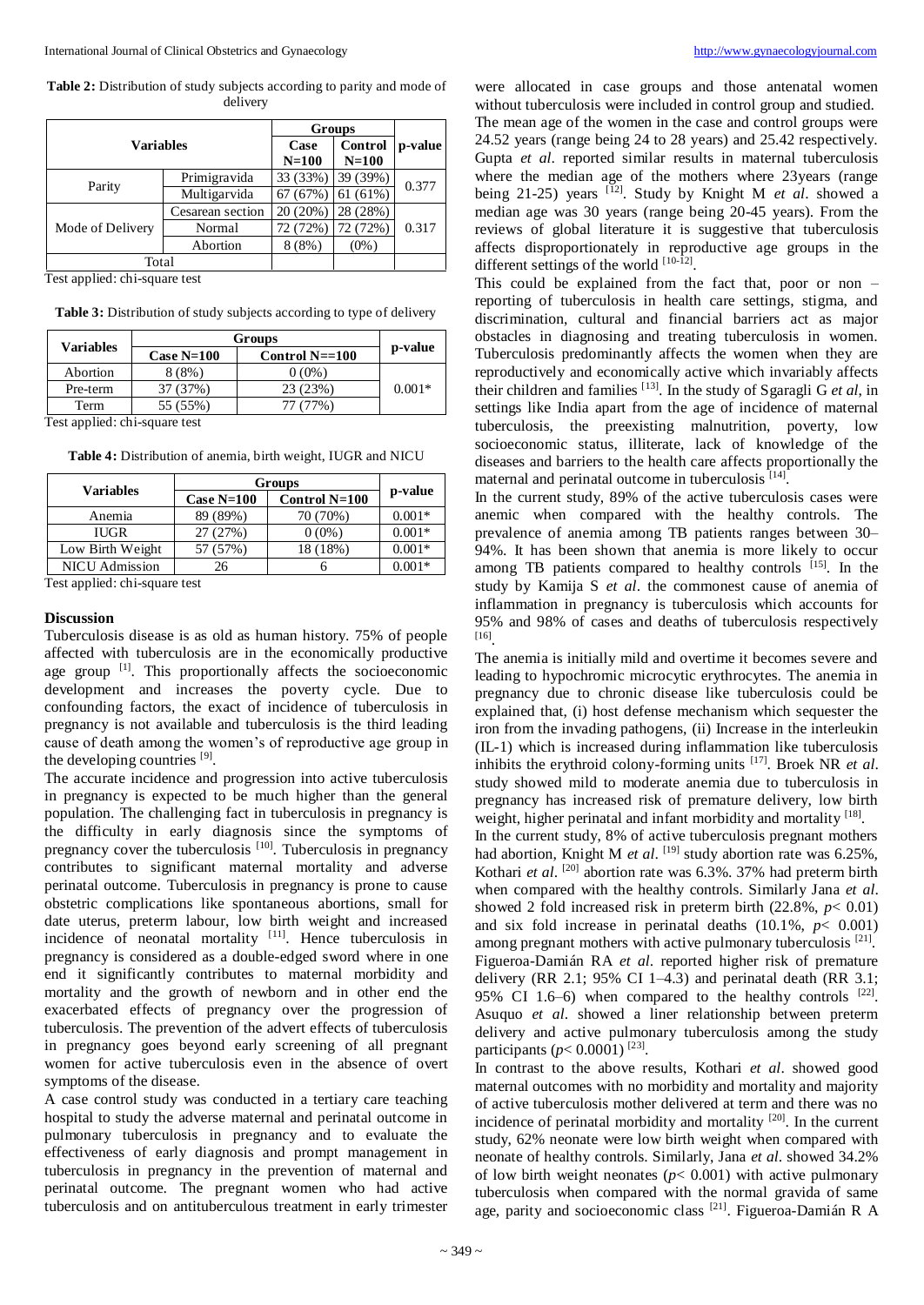**Table 2:** Distribution of study subjects according to parity and mode of delivery

| Variables | | Groups | | p-value |
|---|---|---|---|---|
| | | Case N=100 | Control N=100 | |
| Parity | Primigravida | 33 (33%) | 39 (39%) | 0.377 |
| | Multigarvida | 67 (67%) | 61 (61%) | |
| Mode of Delivery | Cesarean section | 20 (20%) | 28 (28%) | 0.317 |
| | Normal | 72 (72%) | 72 (72%) | |
| | Abortion | 8 (8%) | (0%) | |
| Total | | | | |

Test applied: chi-square test

**Table 3:** Distribution of study subjects according to type of delivery

| Variables | Groups | | p-value |
|---|---|---|---|
| | Case N=100 | Control N==100 | |
| Abortion | 8 (8%) | 0 (0%) | 0.001* |
| Pre-term | 37 (37%) | 23 (23%) | |
| Term | 55 (55%) | 77 (77%) | |

Test applied: chi-square test

**Table 4:** Distribution of anemia, birth weight, IUGR and NICU

| Variables | Groups | | p-value |
|---|---|---|---|
| | Case N=100 | Control N=100 | |
| Anemia | 89 (89%) | 70 (70%) | 0.001* |
| IUGR | 27 (27%) | 0 (0%) | 0.001* |
| Low Birth Weight | 57 (57%) | 18 (18%) | 0.001* |
| NICU Admission | 26 | 6 | 0.001* |

Test applied: chi-square test

## Discussion

Tuberculosis disease is as old as human history. 75% of people affected with tuberculosis are in the economically productive age group [1]. This proportionally affects the socioeconomic development and increases the poverty cycle. Due to confounding factors, the exact of incidence of tuberculosis in pregnancy is not available and tuberculosis is the third leading cause of death among the women's of reproductive age group in the developing countries [9].

The accurate incidence and progression into active tuberculosis in pregnancy is expected to be much higher than the general population. The challenging fact in tuberculosis in pregnancy is the difficulty in early diagnosis since the symptoms of pregnancy cover the tuberculosis [10]. Tuberculosis in pregnancy contributes to significant maternal mortality and adverse perinatal outcome. Tuberculosis in pregnancy is prone to cause obstetric complications like spontaneous abortions, small for date uterus, preterm labour, low birth weight and increased incidence of neonatal mortality [11]. Hence tuberculosis in pregnancy is considered as a double-edged sword where in one end it significantly contributes to maternal morbidity and mortality and the growth of newborn and in other end the exacerbated effects of pregnancy over the progression of tuberculosis. The prevention of the advert effects of tuberculosis in pregnancy goes beyond early screening of all pregnant women for active tuberculosis even in the absence of overt symptoms of the disease.

A case control study was conducted in a tertiary care teaching hospital to study the adverse maternal and perinatal outcome in pulmonary tuberculosis in pregnancy and to evaluate the effectiveness of early diagnosis and prompt management in tuberculosis in pregnancy in the prevention of maternal and perinatal outcome. The pregnant women who had active tuberculosis and on antitubercoulous treatment in early trimester were allocated in case groups and those antenatal women without tuberculosis were included in control group and studied. The mean age of the women in the case and control groups were 24.52 years (range being 24 to 28 years) and 25.42 respectively. Gupta *et al*. reported similar results in maternal tuberculosis where the median age of the mothers where 23years (range being 21-25) years [12]. Study by Knight M *et al*. showed a median age was 30 years (range being 20-45 years). From the reviews of global literature it is suggestive that tuberculosis affects disproportionately in reproductive age groups in the different settings of the world [10-12].

This could be explained from the fact that, poor or non – reporting of tuberculosis in health care settings, stigma, and discrimination, cultural and financial barriers act as major obstacles in diagnosing and treating tuberculosis in women. Tuberculosis predominantly affects the women when they are reproductively and economically active which invariably affects their children and families [13]. In the study of Sgaragli G *et al*, in settings like India apart from the age of incidence of maternal tuberculosis, the preexisting malnutrition, poverty, low socioeconomic status, illiterate, lack of knowledge of the diseases and barriers to the health care affects proportionally the maternal and perinatal outcome in tuberculosis [14].

In the current study, 89% of the active tuberculosis cases were anemic when compared with the healthy controls. The prevalence of anemia among TB patients ranges between 30–94%. It has been shown that anemia is more likely to occur among TB patients compared to healthy controls [15]. In the study by Kamija S *et al*. the commonest cause of anemia of inflammation in pregnancy is tuberculosis which accounts for 95% and 98% of cases and deaths of tuberculosis respectively [16].

The anemia is initially mild and overtime it becomes severe and leading to hypochromic microcytic erythrocytes. The anemia in pregnancy due to chronic disease like tuberculosis could be explained that, (i) host defense mechanism which sequester the iron from the invading pathogens, (ii) Increase in the interleukin (IL-1) which is increased during inflammation like tuberculosis inhibits the erythroid colony-forming units [17]. Broek NR *et al*. study showed mild to moderate anemia due to tuberculosis in pregnancy has increased risk of premature delivery, low birth weight, higher perinatal and infant morbidity and mortality [18].

In the current study, 8% of active tuberculosis pregnant mothers had abortion, Knight M *et al*. [19] study abortion rate was 6.25%, Kothari *et al*. [20] abortion rate was 6.3%. 37% had preterm birth when compared with the healthy controls. Similarly Jana *et al*. showed 2 fold increased risk in preterm birth (22.8%, $p < 0.01$) and six fold increase in perinatal deaths (10.1%, $p < 0.001$) among pregnant mothers with active pulmonary tuberculosis [21]. Figueroa-Damián RA *et al*. reported higher risk of premature delivery (RR 2.1; 95% CI 1–4.3) and perinatal death (RR 3.1; 95% CI 1.6–6) when compared to the healthy controls [22]. Asuquo *et al*. showed a liner relationship between preterm delivery and active pulmonary tuberculosis among the study participants ($p < 0.0001$) [23].

In contrast to the above results, Kothari *et al*. showed good maternal outcomes with no morbidity and mortality and majority of active tuberculosis mother delivered at term and there was no incidence of perinatal morbidity and mortality [20]. In the current study, 62% neonate were low birth weight when compared with neonate of healthy controls. Similarly, Jana *et al*. showed 34.2% of low birth weight neonates ($p < 0.001$) with active pulmonary tuberculosis when compared with the normal gravida of same age, parity and socioeconomic class [21]. Figueroa-Damián R A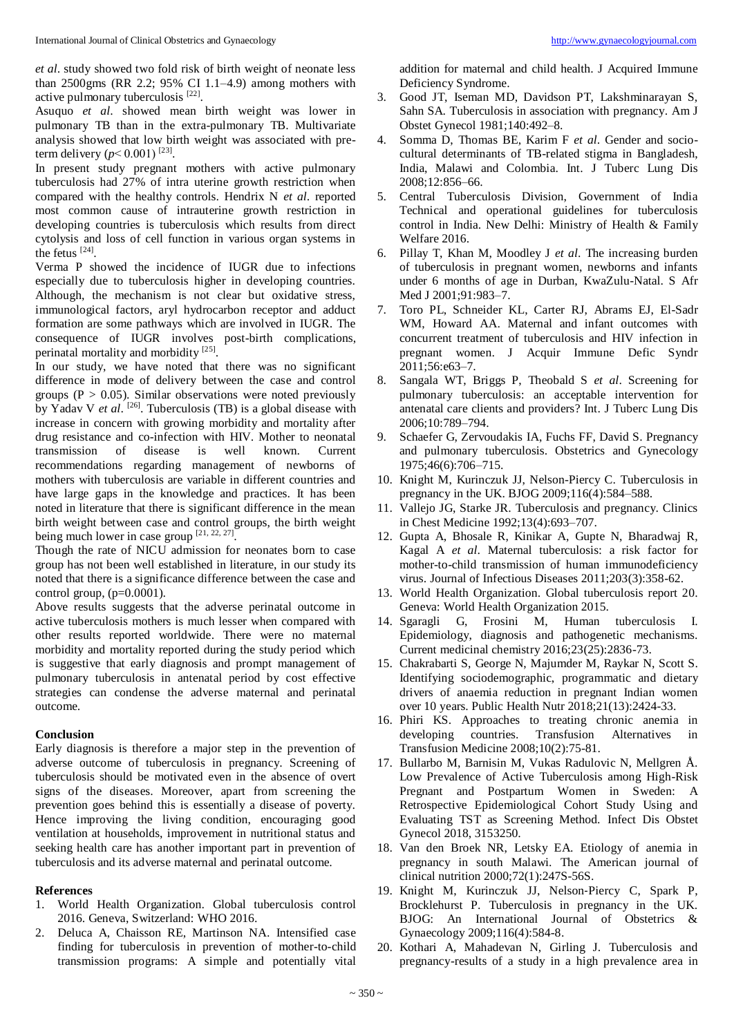*et al*. study showed two fold risk of birth weight of neonate less than 2500gms (RR 2.2; 95% CI 1.1–4.9) among mothers with active pulmonary tuberculosis [22].

Asuquo *et al*. showed mean birth weight was lower in pulmonary TB than in the extra-pulmonary TB. Multivariate analysis showed that low birth weight was associated with pre-term delivery ($p$< 0.001) [23].

In present study pregnant mothers with active pulmonary tuberculosis had 27% of intra uterine growth restriction when compared with the healthy controls. Hendrix N *et al*. reported most common cause of intrauterine growth restriction in developing countries is tuberculosis which results from direct cytolysis and loss of cell function in various organ systems in the fetus [24].

Verma P showed the incidence of IUGR due to infections especially due to tuberculosis higher in developing countries. Although, the mechanism is not clear but oxidative stress, immunological factors, aryl hydrocarbon receptor and adduct formation are some pathways which are involved in IUGR. The consequence of IUGR involves post-birth complications, perinatal mortality and morbidity [25].

In our study, we have noted that there was no significant difference in mode of delivery between the case and control groups (P > 0.05). Similar observations were noted previously by Yadav V *et al*. [26]. Tuberculosis (TB) is a global disease with increase in concern with growing morbidity and mortality after drug resistance and co-infection with HIV. Mother to neonatal transmission of disease is well known. Current recommendations regarding management of newborns of mothers with tuberculosis are variable in different countries and have large gaps in the knowledge and practices. It has been noted in literature that there is significant difference in the mean birth weight between case and control groups, the birth weight being much lower in case group [21, 22, 27].

Though the rate of NICU admission for neonates born to case group has not been well established in literature, in our study its noted that there is a significance difference between the case and control group, (p=0.0001).

Above results suggests that the adverse perinatal outcome in active tuberculosis mothers is much lesser when compared with other results reported worldwide. There were no maternal morbidity and mortality reported during the study period which is suggestive that early diagnosis and prompt management of pulmonary tuberculosis in antenatal period by cost effective strategies can condense the adverse maternal and perinatal outcome.

## Conclusion

Early diagnosis is therefore a major step in the prevention of adverse outcome of tuberculosis in pregnancy. Screening of tuberculosis should be motivated even in the absence of overt signs of the diseases. Moreover, apart from screening the prevention goes behind this is essentially a disease of poverty. Hence improving the living condition, encouraging good ventilation at households, improvement in nutritional status and seeking health care has another important part in prevention of tuberculosis and its adverse maternal and perinatal outcome.

## References

1. World Health Organization. Global tuberculosis control 2016. Geneva, Switzerland: WHO 2016.
2. Deluca A, Chaisson RE, Martinson NA. Intensified case finding for tuberculosis in prevention of mother-to-child transmission programs: A simple and potentially vital addition for maternal and child health. J Acquired Immune Deficiency Syndrome.
3. Good JT, Iseman MD, Davidson PT, Lakshminarayan S, Sahn SA. Tuberculosis in association with pregnancy. Am J Obstet Gynecol 1981;140:492–8.
4. Somma D, Thomas BE, Karim F *et al*. Gender and socio-cultural determinants of TB-related stigma in Bangladesh, India, Malawi and Colombia. Int. J Tuberc Lung Dis 2008;12:856–66.
5. Central Tuberculosis Division, Government of India Technical and operational guidelines for tuberculosis control in India. New Delhi: Ministry of Health & Family Welfare 2016.
6. Pillay T, Khan M, Moodley J *et al*. The increasing burden of tuberculosis in pregnant women, newborns and infants under 6 months of age in Durban, KwaZulu-Natal. S Afr Med J 2001;91:983–7.
7. Toro PL, Schneider KL, Carter RJ, Abrams EJ, El-Sadr WM, Howard AA. Maternal and infant outcomes with concurrent treatment of tuberculosis and HIV infection in pregnant women. J Acquir Immune Defic Syndr 2011;56:e63–7.
8. Sangala WT, Briggs P, Theobald S *et al*. Screening for pulmonary tuberculosis: an acceptable intervention for antenatal care clients and providers? Int. J Tuberc Lung Dis 2006;10:789–794.
9. Schaefer G, Zervoudakis IA, Fuchs FF, David S. Pregnancy and pulmonary tuberculosis. Obstetrics and Gynecology 1975;46(6):706–715.
10. Knight M, Kurinczuk JJ, Nelson-Piercy C. Tuberculosis in pregnancy in the UK. BJOG 2009;116(4):584–588.
11. Vallejo JG, Starke JR. Tuberculosis and pregnancy. Clinics in Chest Medicine 1992;13(4):693–707.
12. Gupta A, Bhosale R, Kinikar A, Gupte N, Bharadwaj R, Kagal A *et al*. Maternal tuberculosis: a risk factor for mother-to-child transmission of human immunodeficiency virus. Journal of Infectious Diseases 2011;203(3):358-62.
13. World Health Organization. Global tuberculosis report 20. Geneva: World Health Organization 2015.
14. Sgaragli G, Frosini M, Human tuberculosis I. Epidemiology, diagnosis and pathogenetic mechanisms. Current medicinal chemistry 2016;23(25):2836-73.
15. Chakrabarti S, George N, Majumder M, Raykar N, Scott S. Identifying sociodemographic, programmatic and dietary drivers of anaemia reduction in pregnant Indian women over 10 years. Public Health Nutr 2018;21(13):2424-33.
16. Phiri KS. Approaches to treating chronic anemia in developing countries. Transfusion Alternatives in Transfusion Medicine 2008;10(2):75-81.
17. Bullarbo M, Barnisin M, Vukas Radulovic N, Mellgren Å. Low Prevalence of Active Tuberculosis among High-Risk Pregnant and Postpartum Women in Sweden: A Retrospective Epidemiological Cohort Study Using and Evaluating TST as Screening Method. Infect Dis Obstet Gynecol 2018, 3153250.
18. Van den Broek NR, Letsky EA. Etiology of anemia in pregnancy in south Malawi. The American journal of clinical nutrition 2000;72(1):247S-56S.
19. Knight M, Kurinczuk JJ, Nelson‐Piercy C, Spark P, Brocklehurst P. Tuberculosis in pregnancy in the UK. BJOG: An International Journal of Obstetrics & Gynaecology 2009;116(4):584-8.
20. Kothari A, Mahadevan N, Girling J. Tuberculosis and pregnancy-results of a study in a high prevalence area in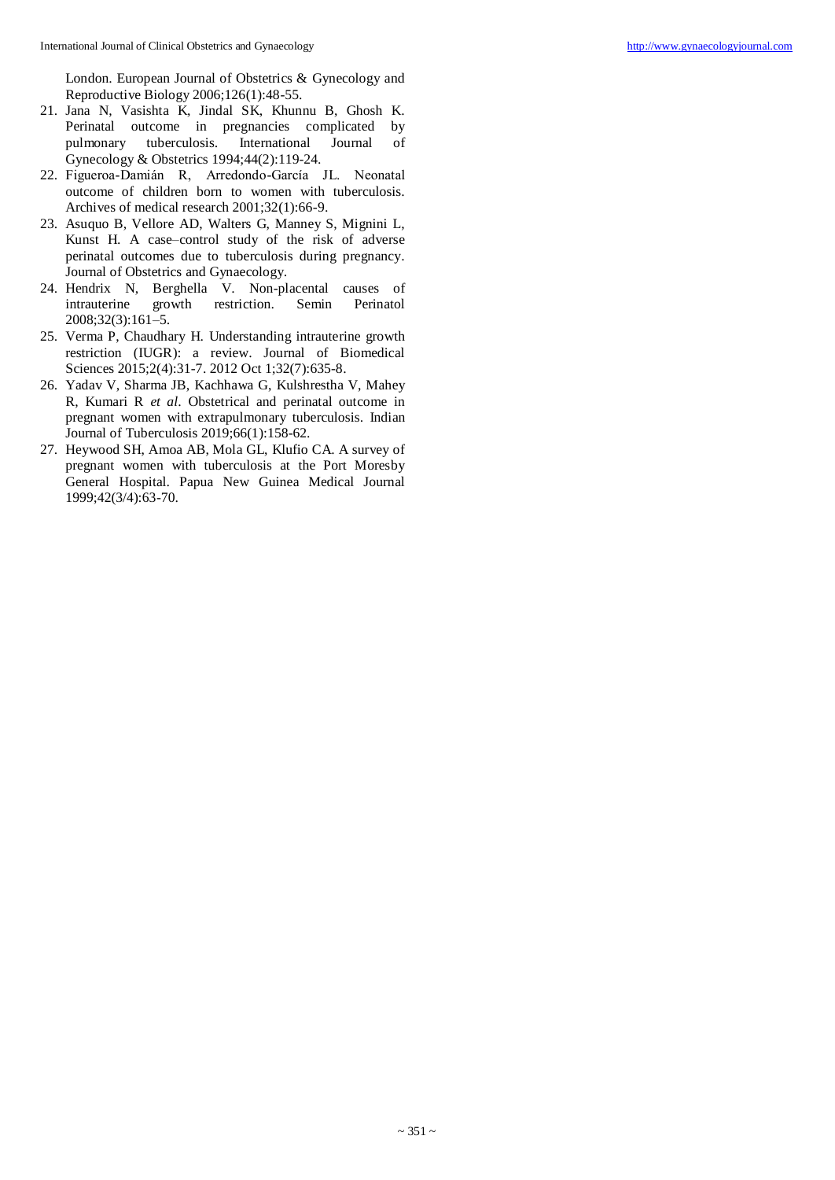London. European Journal of Obstetrics & Gynecology and Reproductive Biology 2006;126(1):48-55.

21. Jana N, Vasishta K, Jindal SK, Khunnu B, Ghosh K. Perinatal outcome in pregnancies complicated by pulmonary tuberculosis. International Journal of Gynecology & Obstetrics 1994;44(2):119-24.
22. Figueroa-Damián R, Arredondo-García JL. Neonatal outcome of children born to women with tuberculosis. Archives of medical research 2001;32(1):66-9.
23. Asuquo B, Vellore AD, Walters G, Manney S, Mignini L, Kunst H. A case–control study of the risk of adverse perinatal outcomes due to tuberculosis during pregnancy. Journal of Obstetrics and Gynaecology.
24. Hendrix N, Berghella V. Non-placental causes of intrauterine growth restriction. Semin Perinatol 2008;32(3):161–5.
25. Verma P, Chaudhary H. Understanding intrauterine growth restriction (IUGR): a review. Journal of Biomedical Sciences 2015;2(4):31-7. 2012 Oct 1;32(7):635-8.
26. Yadav V, Sharma JB, Kachhawa G, Kulshrestha V, Mahey R, Kumari R *et al*. Obstetrical and perinatal outcome in pregnant women with extrapulmonary tuberculosis. Indian Journal of Tuberculosis 2019;66(1):158-62.
27. Heywood SH, Amoa AB, Mola GL, Klufio CA. A survey of pregnant women with tuberculosis at the Port Moresby General Hospital. Papua New Guinea Medical Journal 1999;42(3/4):63-70.